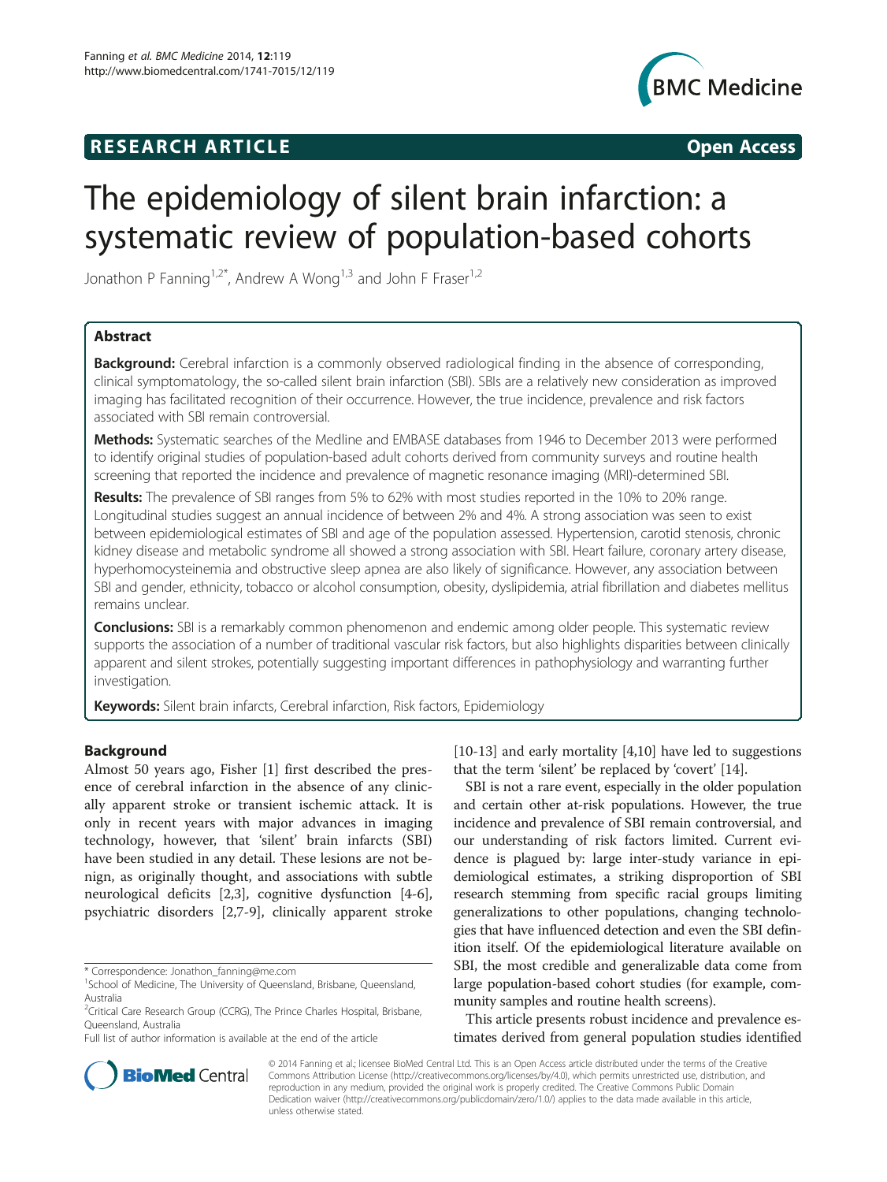RESEARCH ARTICLE Open Access

# The epidemiology of silent brain infarction: a systematic review of population-based cohorts

Jonathon P Fanning[1,2*], Andrew A Wong[1,3] and John F Fraser[1,2]

## Abstract

**Background:** Cerebral infarction is a commonly observed radiological finding in the absence of corresponding, clinical symptomatology, the so-called silent brain infarction (SBI). SBIs are a relatively new consideration as improved imaging has facilitated recognition of their occurrence. However, the true incidence, prevalence and risk factors associated with SBI remain controversial.

**Methods:** Systematic searches of the Medline and EMBASE databases from 1946 to December 2013 were performed to identify original studies of population-based adult cohorts derived from community surveys and routine health screening that reported the incidence and prevalence of magnetic resonance imaging (MRI)-determined SBI.

**Results:** The prevalence of SBI ranges from 5% to 62% with most studies reported in the 10% to 20% range. Longitudinal studies suggest an annual incidence of between 2% and 4%. A strong association was seen to exist between epidemiological estimates of SBI and age of the population assessed. Hypertension, carotid stenosis, chronic kidney disease and metabolic syndrome all showed a strong association with SBI. Heart failure, coronary artery disease, hyperhomocysteinemia and obstructive sleep apnea are also likely of significance. However, any association between SBI and gender, ethnicity, tobacco or alcohol consumption, obesity, dyslipidemia, atrial fibrillation and diabetes mellitus remains unclear.

**Conclusions:** SBI is a remarkably common phenomenon and endemic among older people. This systematic review supports the association of a number of traditional vascular risk factors, but also highlights disparities between clinically apparent and silent strokes, potentially suggesting important differences in pathophysiology and warranting further investigation.

**Keywords:** Silent brain infarcts, Cerebral infarction, Risk factors, Epidemiology

## Background

Almost 50 years ago, Fisher [1] first described the presence of cerebral infarction in the absence of any clinically apparent stroke or transient ischemic attack. It is only in recent years with major advances in imaging technology, however, that 'silent' brain infarcts (SBI) have been studied in any detail. These lesions are not benign, as originally thought, and associations with subtle neurological deficits [2,3], cognitive dysfunction [4-6], psychiatric disorders [2,7-9], clinically apparent stroke [10-13] and early mortality [4,10] have led to suggestions that the term 'silent' be replaced by 'covert' [14].

SBI is not a rare event, especially in the older population and certain other at-risk populations. However, the true incidence and prevalence of SBI remain controversial, and our understanding of risk factors limited. Current evidence is plagued by: large inter-study variance in epidemiological estimates, a striking disproportion of SBI research stemming from specific racial groups limiting generalizations to other populations, changing technologies that have influenced detection and even the SBI definition itself. Of the epidemiological literature available on SBI, the most credible and generalizable data come from large population-based cohort studies (for example, community samples and routine health screens).

This article presents robust incidence and prevalence estimates derived from general population studies identified

\* Correspondence: Jonathon_fanning@me.com
[1]School of Medicine, The University of Queensland, Brisbane, Queensland, Australia
[2]Critical Care Research Group (CCRG), The Prince Charles Hospital, Brisbane, Queensland, Australia
Full list of author information is available at the end of the article

© 2014 Fanning et al.; licensee BioMed Central Ltd. This is an Open Access article distributed under the terms of the Creative Commons Attribution License (http://creativecommons.org/licenses/by/4.0), which permits unrestricted use, distribution, and reproduction in any medium, provided the original work is properly credited. The Creative Commons Public Domain Dedication waiver (http://creativecommons.org/publicdomain/zero/1.0/) applies to the data made available in this article, unless otherwise stated.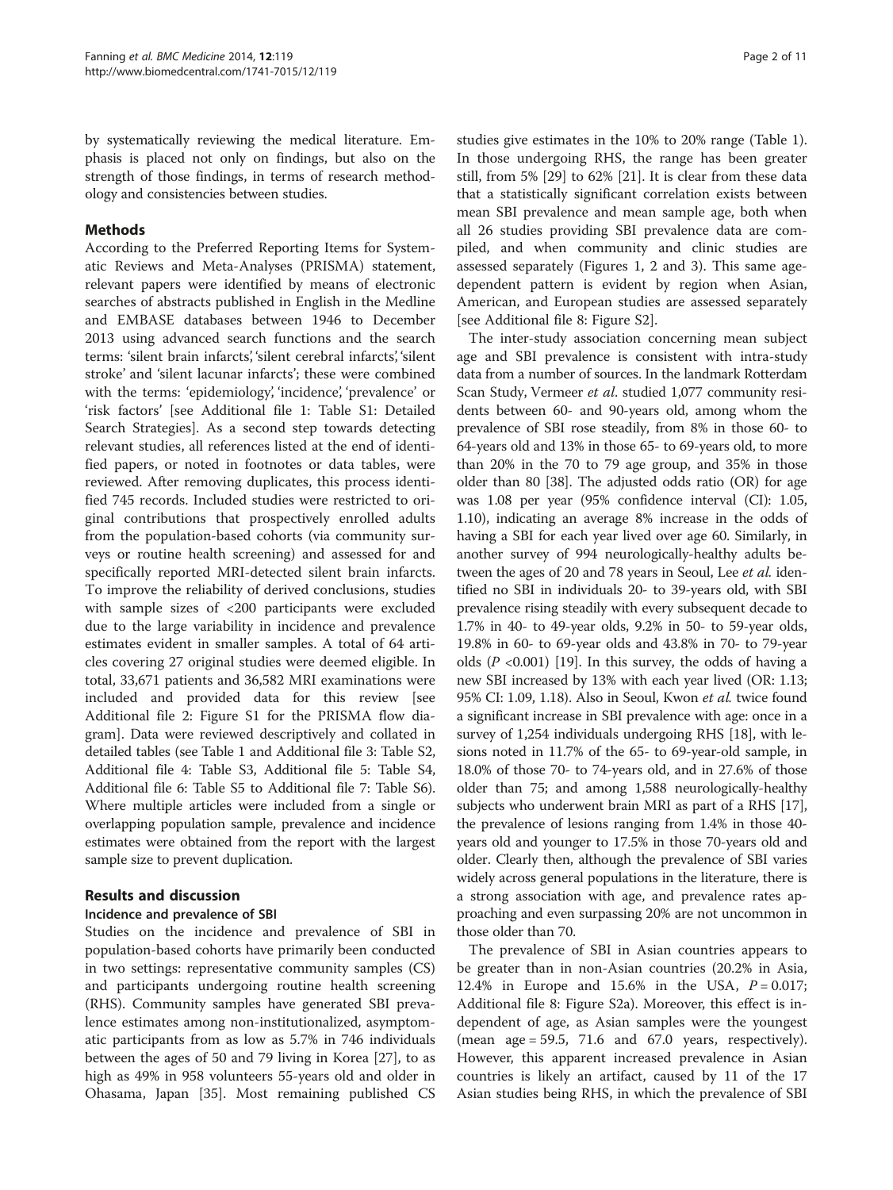by systematically reviewing the medical literature. Emphasis is placed not only on findings, but also on the strength of those findings, in terms of research methodology and consistencies between studies.

## Methods

According to the Preferred Reporting Items for Systematic Reviews and Meta-Analyses (PRISMA) statement, relevant papers were identified by means of electronic searches of abstracts published in English in the Medline and EMBASE databases between 1946 to December 2013 using advanced search functions and the search terms: 'silent brain infarcts', 'silent cerebral infarcts', 'silent stroke' and 'silent lacunar infarcts'; these were combined with the terms: 'epidemiology', 'incidence', 'prevalence' or 'risk factors' [see Additional file 1: Table S1: Detailed Search Strategies]. As a second step towards detecting relevant studies, all references listed at the end of identified papers, or noted in footnotes or data tables, were reviewed. After removing duplicates, this process identified 745 records. Included studies were restricted to original contributions that prospectively enrolled adults from the population-based cohorts (via community surveys or routine health screening) and assessed for and specifically reported MRI-detected silent brain infarcts. To improve the reliability of derived conclusions, studies with sample sizes of <200 participants were excluded due to the large variability in incidence and prevalence estimates evident in smaller samples. A total of 64 articles covering 27 original studies were deemed eligible. In total, 33,671 patients and 36,582 MRI examinations were included and provided data for this review [see Additional file 2: Figure S1 for the PRISMA flow diagram]. Data were reviewed descriptively and collated in detailed tables (see Table 1 and Additional file 3: Table S2, Additional file 4: Table S3, Additional file 5: Table S4, Additional file 6: Table S5 to Additional file 7: Table S6). Where multiple articles were included from a single or overlapping population sample, prevalence and incidence estimates were obtained from the report with the largest sample size to prevent duplication.

## Results and discussion

### Incidence and prevalence of SBI

Studies on the incidence and prevalence of SBI in population-based cohorts have primarily been conducted in two settings: representative community samples (CS) and participants undergoing routine health screening (RHS). Community samples have generated SBI prevalence estimates among non-institutionalized, asymptomatic participants from as low as 5.7% in 746 individuals between the ages of 50 and 79 living in Korea [27], to as high as 49% in 958 volunteers 55-years old and older in Ohasama, Japan [35]. Most remaining published CS studies give estimates in the 10% to 20% range (Table 1). In those undergoing RHS, the range has been greater still, from 5% [29] to 62% [21]. It is clear from these data that a statistically significant correlation exists between mean SBI prevalence and mean sample age, both when all 26 studies providing SBI prevalence data are compiled, and when community and clinic studies are assessed separately (Figures 1, 2 and 3). This same age-dependent pattern is evident by region when Asian, American, and European studies are assessed separately [see Additional file 8: Figure S2].

The inter-study association concerning mean subject age and SBI prevalence is consistent with intra-study data from a number of sources. In the landmark Rotterdam Scan Study, Vermeer *et al.* studied 1,077 community residents between 60- and 90-years old, among whom the prevalence of SBI rose steadily, from 8% in those 60- to 64-years old and 13% in those 65- to 69-years old, to more than 20% in the 70 to 79 age group, and 35% in those older than 80 [38]. The adjusted odds ratio (OR) for age was 1.08 per year (95% confidence interval (CI): 1.05, 1.10), indicating an average 8% increase in the odds of having a SBI for each year lived over age 60. Similarly, in another survey of 994 neurologically-healthy adults between the ages of 20 and 78 years in Seoul, Lee *et al.* identified no SBI in individuals 20- to 39-years old, with SBI prevalence rising steadily with every subsequent decade to 1.7% in 40- to 49-year olds, 9.2% in 50- to 59-year olds, 19.8% in 60- to 69-year olds and 43.8% in 70- to 79-year olds ($P$ <0.001) [19]. In this survey, the odds of having a new SBI increased by 13% with each year lived (OR: 1.13; 95% CI: 1.09, 1.18). Also in Seoul, Kwon *et al.* twice found a significant increase in SBI prevalence with age: once in a survey of 1,254 individuals undergoing RHS [18], with lesions noted in 11.7% of the 65- to 69-year-old sample, in 18.0% of those 70- to 74-years old, and in 27.6% of those older than 75; and among 1,588 neurologically-healthy subjects who underwent brain MRI as part of a RHS [17], the prevalence of lesions ranging from 1.4% in those 40-years old and younger to 17.5% in those 70-years old and older. Clearly then, although the prevalence of SBI varies widely across general populations in the literature, there is a strong association with age, and prevalence rates approaching and even surpassing 20% are not uncommon in those older than 70.

The prevalence of SBI in Asian countries appears to be greater than in non-Asian countries (20.2% in Asia, 12.4% in Europe and 15.6% in the USA, $P = 0.017$; Additional file 8: Figure S2a). Moreover, this effect is independent of age, as Asian samples were the youngest (mean age = 59.5, 71.6 and 67.0 years, respectively). However, this apparent increased prevalence in Asian countries is likely an artifact, caused by 11 of the 17 Asian studies being RHS, in which the prevalence of SBI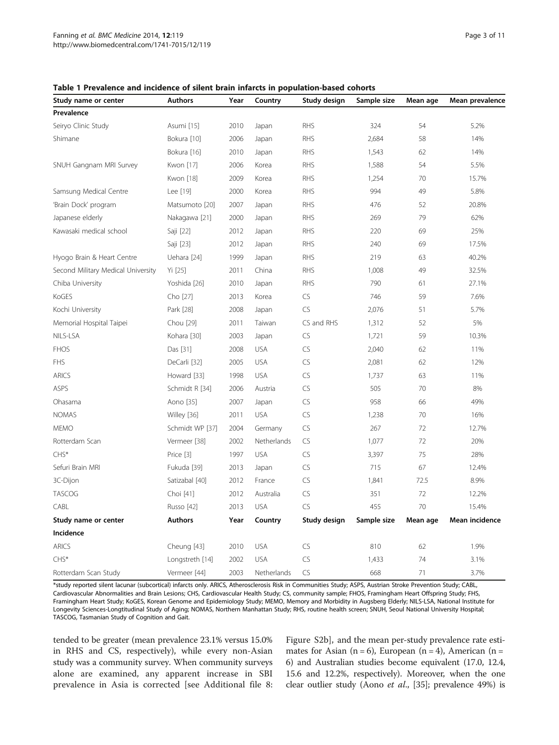**Table 1 Prevalence and incidence of silent brain infarcts in population-based cohorts**

| Study name or center | Authors | Year | Country | Study design | Sample size | Mean age | Mean prevalence |
|---|---|---|---|---|---|---|---|
| **Prevalence** | | | | | | | |
| Seiryo Clinic Study | Asumi [15] | 2010 | Japan | RHS | 324 | 54 | 5.2% |
| Shimane | Bokura [10] | 2006 | Japan | RHS | 2,684 | 58 | 14% |
| | Bokura [16] | 2010 | Japan | RHS | 1,543 | 62 | 14% |
| SNUH Gangnam MRI Survey | Kwon [17] | 2006 | Korea | RHS | 1,588 | 54 | 5.5% |
| | Kwon [18] | 2009 | Korea | RHS | 1,254 | 70 | 15.7% |
| Samsung Medical Centre | Lee [19] | 2000 | Korea | RHS | 994 | 49 | 5.8% |
| 'Brain Dock' program | Matsumoto [20] | 2007 | Japan | RHS | 476 | 52 | 20.8% |
| Japanese elderly | Nakagawa [21] | 2000 | Japan | RHS | 269 | 79 | 62% |
| Kawasaki medical school | Saji [22] | 2012 | Japan | RHS | 220 | 69 | 25% |
| | Saji [23] | 2012 | Japan | RHS | 240 | 69 | 17.5% |
| Hyogo Brain & Heart Centre | Uehara [24] | 1999 | Japan | RHS | 219 | 63 | 40.2% |
| Second Military Medical University | Yi [25] | 2011 | China | RHS | 1,008 | 49 | 32.5% |
| Chiba University | Yoshida [26] | 2010 | Japan | RHS | 790 | 61 | 27.1% |
| KoGES | Cho [27] | 2013 | Korea | CS | 746 | 59 | 7.6% |
| Kochi University | Park [28] | 2008 | Japan | CS | 2,076 | 51 | 5.7% |
| Memorial Hospital Taipei | Chou [29] | 2011 | Taiwan | CS and RHS | 1,312 | 52 | 5% |
| NILS-LSA | Kohara [30] | 2003 | Japan | CS | 1,721 | 59 | 10.3% |
| FHOS | Das [31] | 2008 | USA | CS | 2,040 | 62 | 11% |
| FHS | DeCarli [32] | 2005 | USA | CS | 2,081 | 62 | 12% |
| ARICS | Howard [33] | 1998 | USA | CS | 1,737 | 63 | 11% |
| ASPS | Schmidt R [34] | 2006 | Austria | CS | 505 | 70 | 8% |
| Ohasama | Aono [35] | 2007 | Japan | CS | 958 | 66 | 49% |
| NOMAS | Willey [36] | 2011 | USA | CS | 1,238 | 70 | 16% |
| MEMO | Schmidt WP [37] | 2004 | Germany | CS | 267 | 72 | 12.7% |
| Rotterdam Scan | Vermeer [38] | 2002 | Netherlands | CS | 1,077 | 72 | 20% |
| CHS* | Price [3] | 1997 | USA | CS | 3,397 | 75 | 28% |
| Sefuri Brain MRI | Fukuda [39] | 2013 | Japan | CS | 715 | 67 | 12.4% |
| 3C-Dijon | Satizabal [40] | 2012 | France | CS | 1,841 | 72.5 | 8.9% |
| TASCOG | Choi [41] | 2012 | Australia | CS | 351 | 72 | 12.2% |
| CABL | Russo [42] | 2013 | USA | CS | 455 | 70 | 15.4% |
| **Study name or center** | **Authors** | **Year** | **Country** | **Study design** | **Sample size** | **Mean age** | **Mean incidence** |
| **Incidence** | | | | | | | |
| ARICS | Cheung [43] | 2010 | USA | CS | 810 | 62 | 1.9% |
| CHS* | Longstreth [14] | 2002 | USA | CS | 1,433 | 74 | 3.1% |
| Rotterdam Scan Study | Vermeer [44] | 2003 | Netherlands | CS | 668 | 71 | 3.7% |

*study reported silent lacunar (subcortical) infarcts only. ARICS, Atherosclerosis Risk in Communities Study; ASPS, Austrian Stroke Prevention Study; CABL, Cardiovascular Abnormalities and Brain Lesions; CHS, Cardiovascular Health Study; CS, community sample; FHOS, Framingham Heart Offspring Study; FHS, Framingham Heart Study; KoGES, Korean Genome and Epidemiology Study; MEMO, Memory and Morbidity in Augsberg Elderly; NILS-LSA, National Institute for Longevity Sciences-Longtitudinal Study of Aging; NOMAS, Northern Manhattan Study; RHS, routine health screen; SNUH, Seoul National University Hospital; TASCOG, Tasmanian Study of Cognition and Gait.

tended to be greater (mean prevalence 23.1% versus 15.0% in RHS and CS, respectively), while every non-Asian study was a community survey. When community surveys alone are examined, any apparent increase in SBI prevalence in Asia is corrected [see Additional file 8: Figure S2b], and the mean per-study prevalence rate estimates for Asian (n = 6), European (n = 4), American (n = 6) and Australian studies become equivalent (17.0, 12.4, 15.6 and 12.2%, respectively). Moreover, when the one clear outlier study (Aono *et al.*, [35]; prevalence 49%) is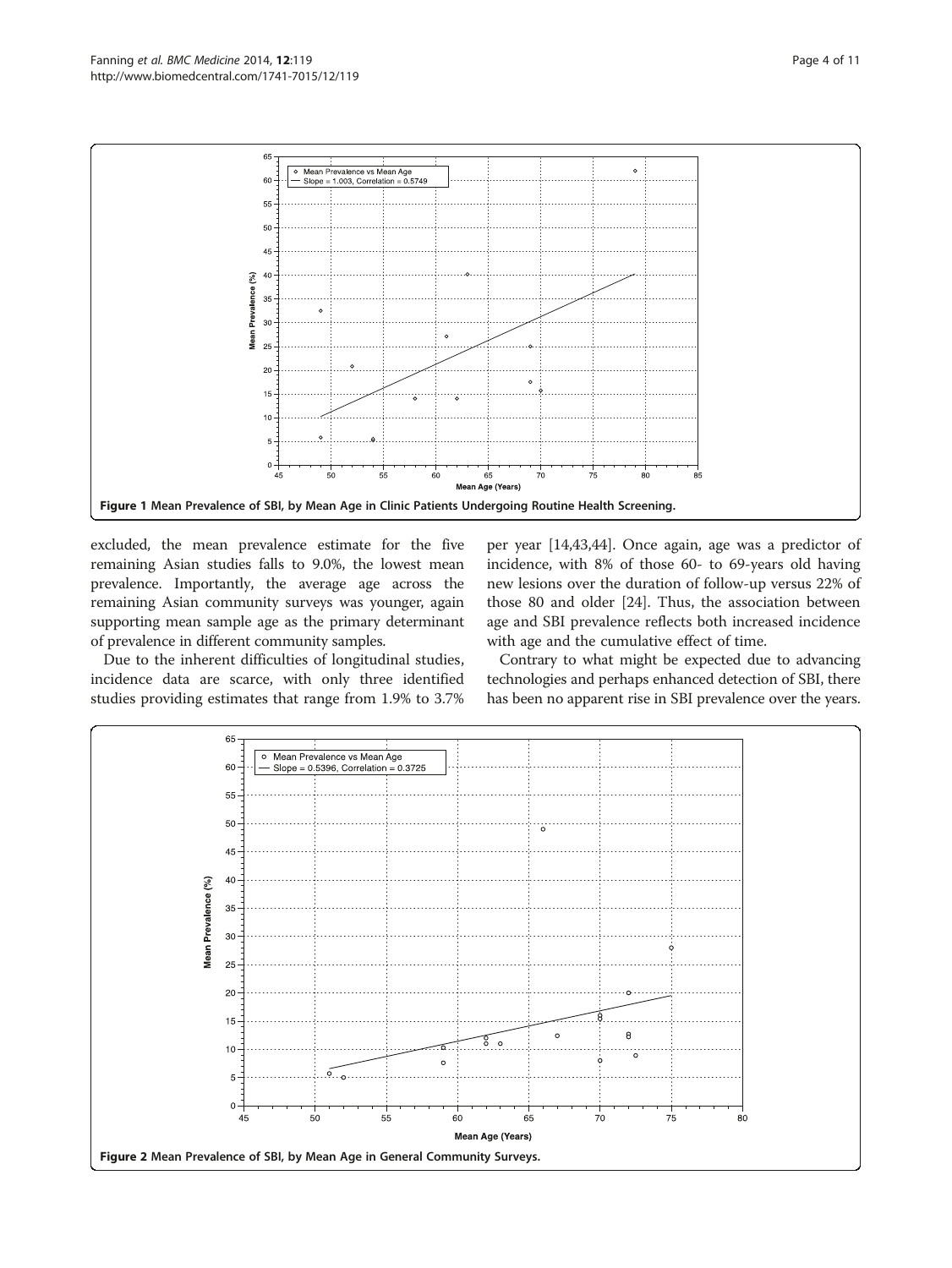Figure 1 Mean Prevalence of SBI, by Mean Age in Clinic Patients Undergoing Routine Health Screening.

excluded, the mean prevalence estimate for the five remaining Asian studies falls to 9.0%, the lowest mean prevalence. Importantly, the average age across the remaining Asian community surveys was younger, again supporting mean sample age as the primary determinant of prevalence in different community samples.

Due to the inherent difficulties of longitudinal studies, incidence data are scarce, with only three identified studies providing estimates that range from 1.9% to 3.7% per year [14,43,44]. Once again, age was a predictor of incidence, with 8% of those 60- to 69-years old having new lesions over the duration of follow-up versus 22% of those 80 and older [24]. Thus, the association between age and SBI prevalence reflects both increased incidence with age and the cumulative effect of time.

Contrary to what might be expected due to advancing technologies and perhaps enhanced detection of SBI, there has been no apparent rise in SBI prevalence over the years.

Figure 2 Mean Prevalence of SBI, by Mean Age in General Community Surveys.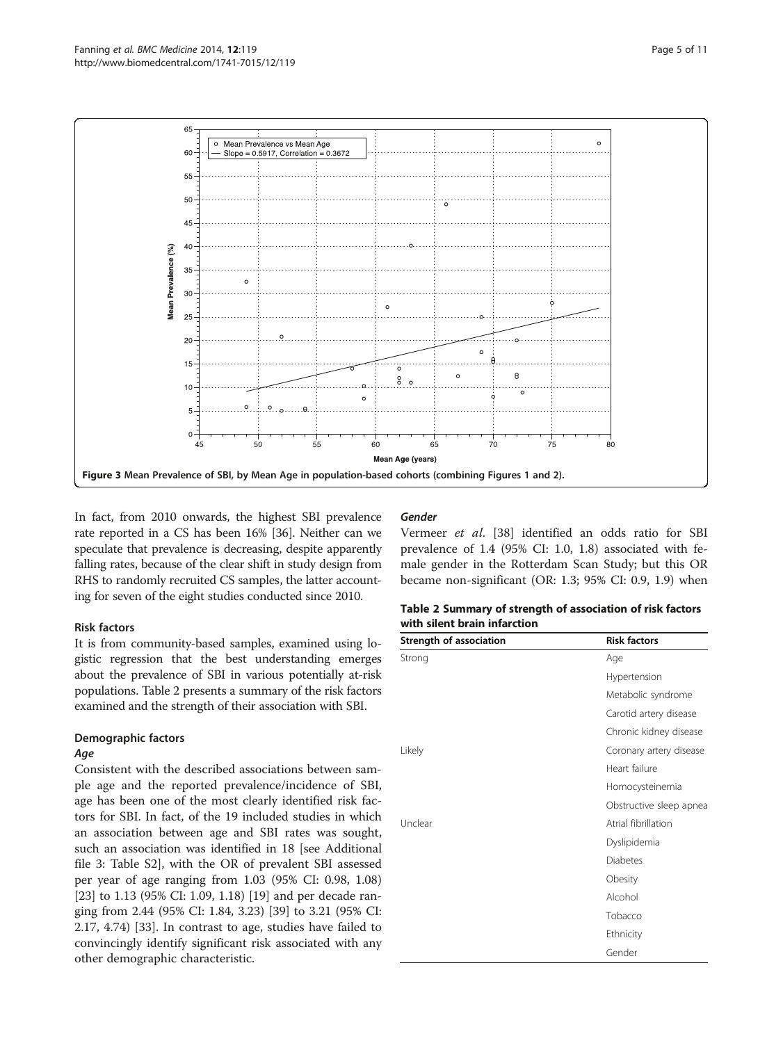Figure 3 Mean Prevalence of SBI, by Mean Age in population-based cohorts (combining Figures 1 and 2).

In fact, from 2010 onwards, the highest SBI prevalence rate reported in a CS has been 16% [36]. Neither can we speculate that prevalence is decreasing, despite apparently falling rates, because of the clear shift in study design from RHS to randomly recruited CS samples, the latter accounting for seven of the eight studies conducted since 2010.

## Risk factors

It is from community-based samples, examined using logistic regression that the best understanding emerges about the prevalence of SBI in various potentially at-risk populations. Table 2 presents a summary of the risk factors examined and the strength of their association with SBI.

### Demographic factors

#### *Age*

Consistent with the described associations between sample age and the reported prevalence/incidence of SBI, age has been one of the most clearly identified risk factors for SBI. In fact, of the 19 included studies in which an association between age and SBI rates was sought, such an association was identified in 18 [see Additional file 3: Table S2], with the OR of prevalent SBI assessed per year of age ranging from 1.03 (95% CI: 0.98, 1.08) [23] to 1.13 (95% CI: 1.09, 1.18) [19] and per decade ranging from 2.44 (95% CI: 1.84, 3.23) [39] to 3.21 (95% CI: 2.17, 4.74) [33]. In contrast to age, studies have failed to convincingly identify significant risk associated with any other demographic characteristic.

#### *Gender*

Vermeer *et al.* [38] identified an odds ratio for SBI prevalence of 1.4 (95% CI: 1.0, 1.8) associated with female gender in the Rotterdam Scan Study; but this OR became non-significant (OR: 1.3; 95% CI: 0.9, 1.9) when

**Table 2 Summary of strength of association of risk factors with silent brain infarction**

| Strength of association | Risk factors |
|---|---|
| Strong | Age |
| | Hypertension |
| | Metabolic syndrome |
| | Carotid artery disease |
| | Chronic kidney disease |
| Likely | Coronary artery disease |
| | Heart failure |
| | Homocysteinemia |
| | Obstructive sleep apnea |
| Unclear | Atrial fibrillation |
| | Dyslipidemia |
| | Diabetes |
| | Obesity |
| | Alcohol |
| | Tobacco |
| | Ethnicity |
| | Gender |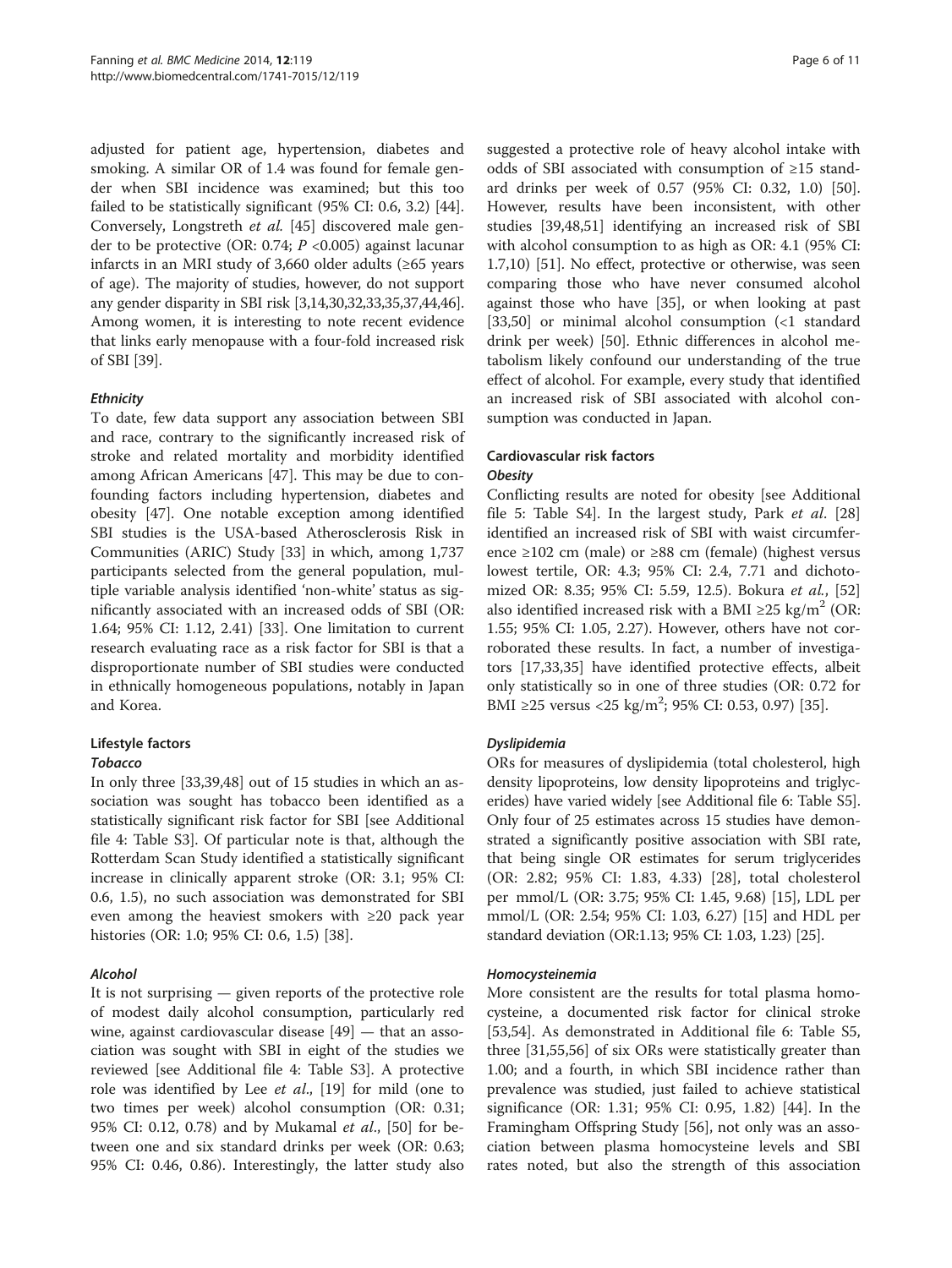adjusted for patient age, hypertension, diabetes and smoking. A similar OR of 1.4 was found for female gender when SBI incidence was examined; but this too failed to be statistically significant (95% CI: 0.6, 3.2) [44]. Conversely, Longstreth *et al.* [45] discovered male gender to be protective (OR: 0.74; $P$ <0.005) against lacunar infarcts in an MRI study of 3,660 older adults (≥65 years of age). The majority of studies, however, do not support any gender disparity in SBI risk [3,14,30,32,33,35,37,44,46]. Among women, it is interesting to note recent evidence that links early menopause with a four-fold increased risk of SBI [39].

#### *Ethnicity*

To date, few data support any association between SBI and race, contrary to the significantly increased risk of stroke and related mortality and morbidity identified among African Americans [47]. This may be due to confounding factors including hypertension, diabetes and obesity [47]. One notable exception among identified SBI studies is the USA-based Atherosclerosis Risk in Communities (ARIC) Study [33] in which, among 1,737 participants selected from the general population, multiple variable analysis identified 'non-white' status as significantly associated with an increased odds of SBI (OR: 1.64; 95% CI: 1.12, 2.41) [33]. One limitation to current research evaluating race as a risk factor for SBI is that a disproportionate number of SBI studies were conducted in ethnically homogeneous populations, notably in Japan and Korea.

### Lifestyle factors

#### *Tobacco*

In only three [33,39,48] out of 15 studies in which an association was sought has tobacco been identified as a statistically significant risk factor for SBI [see Additional file 4: Table S3]. Of particular note is that, although the Rotterdam Scan Study identified a statistically significant increase in clinically apparent stroke (OR: 3.1; 95% CI: 0.6, 1.5), no such association was demonstrated for SBI even among the heaviest smokers with ≥20 pack year histories (OR: 1.0; 95% CI: 0.6, 1.5) [38].

#### *Alcohol*

It is not surprising — given reports of the protective role of modest daily alcohol consumption, particularly red wine, against cardiovascular disease [49] — that an association was sought with SBI in eight of the studies we reviewed [see Additional file 4: Table S3]. A protective role was identified by Lee *et al.*, [19] for mild (one to two times per week) alcohol consumption (OR: 0.31; 95% CI: 0.12, 0.78) and by Mukamal *et al.*, [50] for between one and six standard drinks per week (OR: 0.63; 95% CI: 0.46, 0.86). Interestingly, the latter study also suggested a protective role of heavy alcohol intake with odds of SBI associated with consumption of ≥15 standard drinks per week of 0.57 (95% CI: 0.32, 1.0) [50]. However, results have been inconsistent, with other studies [39,48,51] identifying an increased risk of SBI with alcohol consumption to as high as OR: 4.1 (95% CI: 1.7,10) [51]. No effect, protective or otherwise, was seen comparing those who have never consumed alcohol against those who have [35], or when looking at past [33,50] or minimal alcohol consumption (<1 standard drink per week) [50]. Ethnic differences in alcohol metabolism likely confound our understanding of the true effect of alcohol. For example, every study that identified an increased risk of SBI associated with alcohol consumption was conducted in Japan.

### Cardiovascular risk factors

#### *Obesity*

Conflicting results are noted for obesity [see Additional file 5: Table S4]. In the largest study, Park *et al.* [28] identified an increased risk of SBI with waist circumference ≥102 cm (male) or ≥88 cm (female) (highest versus lowest tertile, OR: 4.3; 95% CI: 2.4, 7.71 and dichotomized OR: 8.35; 95% CI: 5.59, 12.5). Bokura *et al.*, [52] also identified increased risk with a BMI ≥25 kg/m$^2$ (OR: 1.55; 95% CI: 1.05, 2.27). However, others have not corroborated these results. In fact, a number of investigators [17,33,35] have identified protective effects, albeit only statistically so in one of three studies (OR: 0.72 for BMI ≥25 versus <25 kg/m$^2$; 95% CI: 0.53, 0.97) [35].

#### *Dyslipidemia*

ORs for measures of dyslipidemia (total cholesterol, high density lipoproteins, low density lipoproteins and triglycerides) have varied widely [see Additional file 6: Table S5]. Only four of 25 estimates across 15 studies have demonstrated a significantly positive association with SBI rate, that being single OR estimates for serum triglycerides (OR: 2.82; 95% CI: 1.83, 4.33) [28], total cholesterol per mmol/L (OR: 3.75; 95% CI: 1.45, 9.68) [15], LDL per mmol/L (OR: 2.54; 95% CI: 1.03, 6.27) [15] and HDL per standard deviation (OR:1.13; 95% CI: 1.03, 1.23) [25].

#### *Homocysteinemia*

More consistent are the results for total plasma homocysteine, a documented risk factor for clinical stroke [53,54]. As demonstrated in Additional file 6: Table S5, three [31,55,56] of six ORs were statistically greater than 1.00; and a fourth, in which SBI incidence rather than prevalence was studied, just failed to achieve statistical significance (OR: 1.31; 95% CI: 0.95, 1.82) [44]. In the Framingham Offspring Study [56], not only was an association between plasma homocysteine levels and SBI rates noted, but also the strength of this association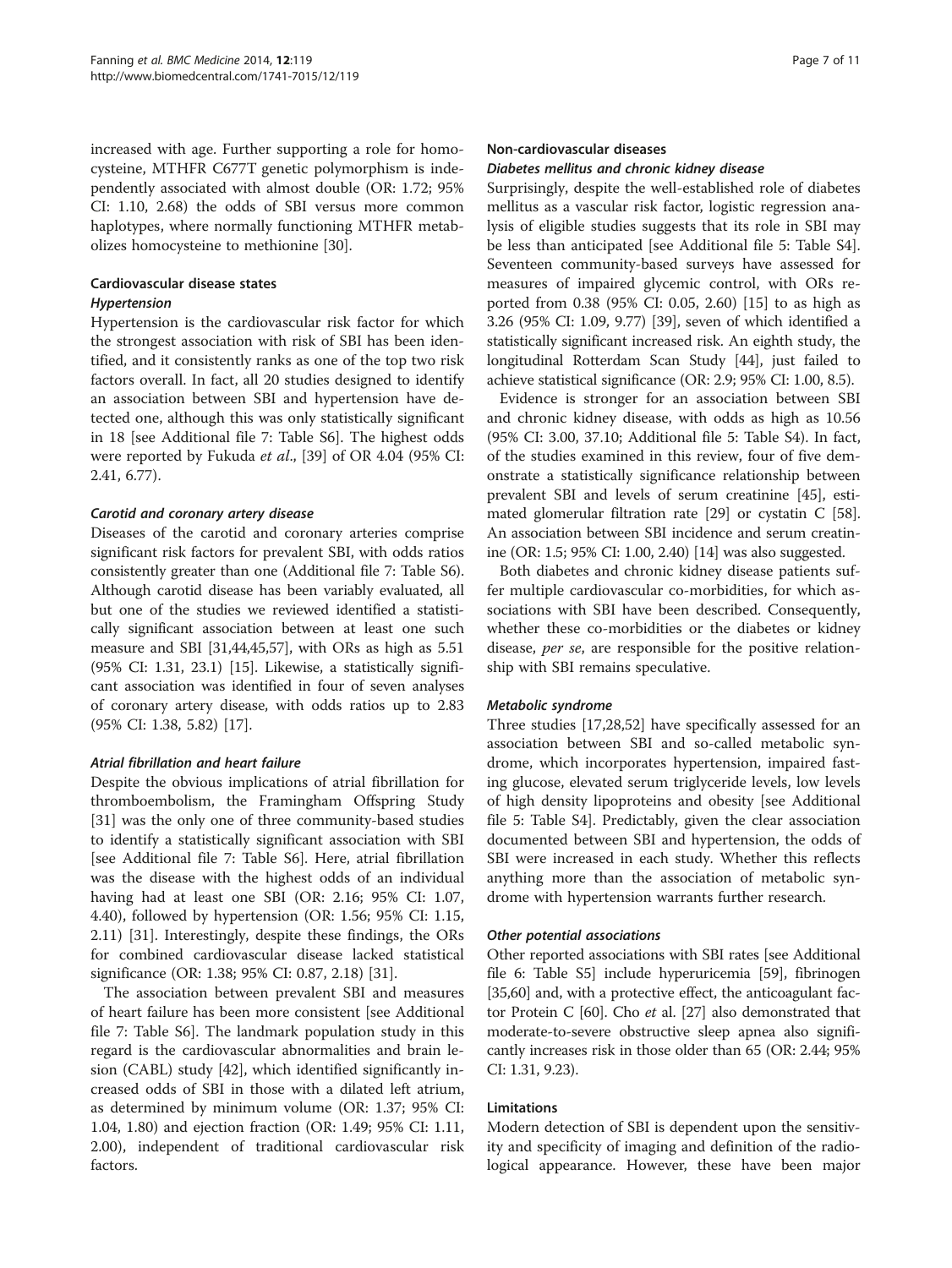increased with age. Further supporting a role for homocysteine, MTHFR C677T genetic polymorphism is independently associated with almost double (OR: 1.72; 95% CI: 1.10, 2.68) the odds of SBI versus more common haplotypes, where normally functioning MTHFR metabolizes homocysteine to methionine [30].

### Cardiovascular disease states

#### *Hypertension*

Hypertension is the cardiovascular risk factor for which the strongest association with risk of SBI has been identified, and it consistently ranks as one of the top two risk factors overall. In fact, all 20 studies designed to identify an association between SBI and hypertension have detected one, although this was only statistically significant in 18 [see Additional file 7: Table S6]. The highest odds were reported by Fukuda *et al*., [39] of OR 4.04 (95% CI: 2.41, 6.77).

#### *Carotid and coronary artery disease*

Diseases of the carotid and coronary arteries comprise significant risk factors for prevalent SBI, with odds ratios consistently greater than one (Additional file 7: Table S6). Although carotid disease has been variably evaluated, all but one of the studies we reviewed identified a statistically significant association between at least one such measure and SBI [31,44,45,57], with ORs as high as 5.51 (95% CI: 1.31, 23.1) [15]. Likewise, a statistically significant association was identified in four of seven analyses of coronary artery disease, with odds ratios up to 2.83 (95% CI: 1.38, 5.82) [17].

#### *Atrial fibrillation and heart failure*

Despite the obvious implications of atrial fibrillation for thromboembolism, the Framingham Offspring Study [31] was the only one of three community-based studies to identify a statistically significant association with SBI [see Additional file 7: Table S6]. Here, atrial fibrillation was the disease with the highest odds of an individual having had at least one SBI (OR: 2.16; 95% CI: 1.07, 4.40), followed by hypertension (OR: 1.56; 95% CI: 1.15, 2.11) [31]. Interestingly, despite these findings, the ORs for combined cardiovascular disease lacked statistical significance (OR: 1.38; 95% CI: 0.87, 2.18) [31].

The association between prevalent SBI and measures of heart failure has been more consistent [see Additional file 7: Table S6]. The landmark population study in this regard is the cardiovascular abnormalities and brain lesion (CABL) study [42], which identified significantly increased odds of SBI in those with a dilated left atrium, as determined by minimum volume (OR: 1.37; 95% CI: 1.04, 1.80) and ejection fraction (OR: 1.49; 95% CI: 1.11, 2.00), independent of traditional cardiovascular risk factors.

### Non-cardiovascular diseases

#### *Diabetes mellitus and chronic kidney disease*

Surprisingly, despite the well-established role of diabetes mellitus as a vascular risk factor, logistic regression analysis of eligible studies suggests that its role in SBI may be less than anticipated [see Additional file 5: Table S4]. Seventeen community-based surveys have assessed for measures of impaired glycemic control, with ORs reported from 0.38 (95% CI: 0.05, 2.60) [15] to as high as 3.26 (95% CI: 1.09, 9.77) [39], seven of which identified a statistically significant increased risk. An eighth study, the longitudinal Rotterdam Scan Study [44], just failed to achieve statistical significance (OR: 2.9; 95% CI: 1.00, 8.5).

Evidence is stronger for an association between SBI and chronic kidney disease, with odds as high as 10.56 (95% CI: 3.00, 37.10; Additional file 5: Table S4). In fact, of the studies examined in this review, four of five demonstrate a statistically significance relationship between prevalent SBI and levels of serum creatinine [45], estimated glomerular filtration rate [29] or cystatin C [58]. An association between SBI incidence and serum creatinine (OR: 1.5; 95% CI: 1.00, 2.40) [14] was also suggested.

Both diabetes and chronic kidney disease patients suffer multiple cardiovascular co-morbidities, for which associations with SBI have been described. Consequently, whether these co-morbidities or the diabetes or kidney disease, *per se*, are responsible for the positive relationship with SBI remains speculative.

#### *Metabolic syndrome*

Three studies [17,28,52] have specifically assessed for an association between SBI and so-called metabolic syndrome, which incorporates hypertension, impaired fasting glucose, elevated serum triglyceride levels, low levels of high density lipoproteins and obesity [see Additional file 5: Table S4]. Predictably, given the clear association documented between SBI and hypertension, the odds of SBI were increased in each study. Whether this reflects anything more than the association of metabolic syndrome with hypertension warrants further research.

#### *Other potential associations*

Other reported associations with SBI rates [see Additional file 6: Table S5] include hyperuricemia [59], fibrinogen [35,60] and, with a protective effect, the anticoagulant factor Protein C [60]. Cho *et al.* [27] also demonstrated that moderate-to-severe obstructive sleep apnea also significantly increases risk in those older than 65 (OR: 2.44; 95% CI: 1.31, 9.23).

### Limitations

Modern detection of SBI is dependent upon the sensitivity and specificity of imaging and definition of the radiological appearance. However, these have been major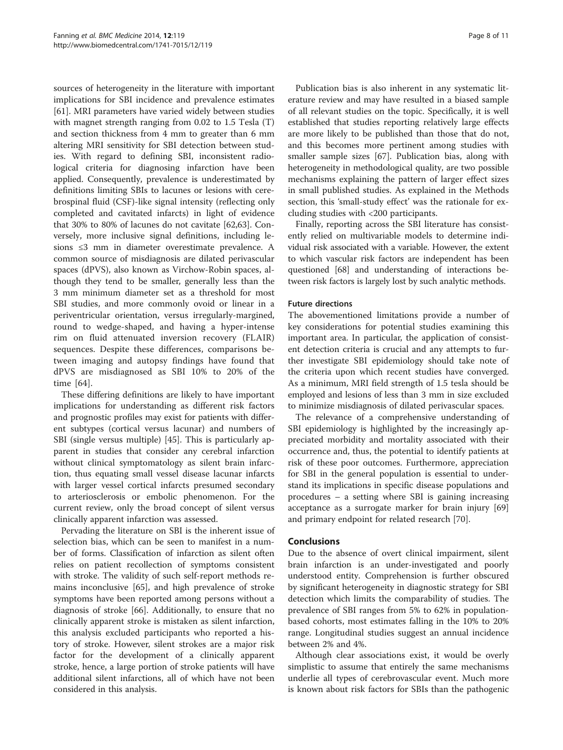sources of heterogeneity in the literature with important implications for SBI incidence and prevalence estimates [61]. MRI parameters have varied widely between studies with magnet strength ranging from 0.02 to 1.5 Tesla (T) and section thickness from 4 mm to greater than 6 mm altering MRI sensitivity for SBI detection between studies. With regard to defining SBI, inconsistent radiological criteria for diagnosing infarction have been applied. Consequently, prevalence is underestimated by definitions limiting SBIs to lacunes or lesions with cerebrospinal fluid (CSF)-like signal intensity (reflecting only completed and cavitated infarcts) in light of evidence that 30% to 80% of lacunes do not cavitate [62,63]. Conversely, more inclusive signal definitions, including lesions ≤3 mm in diameter overestimate prevalence. A common source of misdiagnosis are dilated perivascular spaces (dPVS), also known as Virchow-Robin spaces, although they tend to be smaller, generally less than the 3 mm minimum diameter set as a threshold for most SBI studies, and more commonly ovoid or linear in a periventricular orientation, versus irregularly-margined, round to wedge-shaped, and having a hyper-intense rim on fluid attenuated inversion recovery (FLAIR) sequences. Despite these differences, comparisons between imaging and autopsy findings have found that dPVS are misdiagnosed as SBI 10% to 20% of the time [64].

These differing definitions are likely to have important implications for understanding as different risk factors and prognostic profiles may exist for patients with different subtypes (cortical versus lacunar) and numbers of SBI (single versus multiple) [45]. This is particularly apparent in studies that consider any cerebral infarction without clinical symptomatology as silent brain infarction, thus equating small vessel disease lacunar infarcts with larger vessel cortical infarcts presumed secondary to arteriosclerosis or embolic phenomenon. For the current review, only the broad concept of silent versus clinically apparent infarction was assessed.

Pervading the literature on SBI is the inherent issue of selection bias, which can be seen to manifest in a number of forms. Classification of infarction as silent often relies on patient recollection of symptoms consistent with stroke. The validity of such self-report methods remains inconclusive [65], and high prevalence of stroke symptoms have been reported among persons without a diagnosis of stroke [66]. Additionally, to ensure that no clinically apparent stroke is mistaken as silent infarction, this analysis excluded participants who reported a history of stroke. However, silent strokes are a major risk factor for the development of a clinically apparent stroke, hence, a large portion of stroke patients will have additional silent infarctions, all of which have not been considered in this analysis.

Publication bias is also inherent in any systematic literature review and may have resulted in a biased sample of all relevant studies on the topic. Specifically, it is well established that studies reporting relatively large effects are more likely to be published than those that do not, and this becomes more pertinent among studies with smaller sample sizes [67]. Publication bias, along with heterogeneity in methodological quality, are two possible mechanisms explaining the pattern of larger effect sizes in small published studies. As explained in the Methods section, this 'small-study effect' was the rationale for excluding studies with <200 participants.

Finally, reporting across the SBI literature has consistently relied on multivariable models to determine individual risk associated with a variable. However, the extent to which vascular risk factors are independent has been questioned [68] and understanding of interactions between risk factors is largely lost by such analytic methods.

### Future directions

The abovementioned limitations provide a number of key considerations for potential studies examining this important area. In particular, the application of consistent detection criteria is crucial and any attempts to further investigate SBI epidemiology should take note of the criteria upon which recent studies have converged. As a minimum, MRI field strength of 1.5 tesla should be employed and lesions of less than 3 mm in size excluded to minimize misdiagnosis of dilated perivascular spaces.

The relevance of a comprehensive understanding of SBI epidemiology is highlighted by the increasingly appreciated morbidity and mortality associated with their occurrence and, thus, the potential to identify patients at risk of these poor outcomes. Furthermore, appreciation for SBI in the general population is essential to understand its implications in specific disease populations and procedures – a setting where SBI is gaining increasing acceptance as a surrogate marker for brain injury [69] and primary endpoint for related research [70].

## Conclusions

Due to the absence of overt clinical impairment, silent brain infarction is an under-investigated and poorly understood entity. Comprehension is further obscured by significant heterogeneity in diagnostic strategy for SBI detection which limits the comparability of studies. The prevalence of SBI ranges from 5% to 62% in population-based cohorts, most estimates falling in the 10% to 20% range. Longitudinal studies suggest an annual incidence between 2% and 4%.

Although clear associations exist, it would be overly simplistic to assume that entirely the same mechanisms underlie all types of cerebrovascular event. Much more is known about risk factors for SBIs than the pathogenic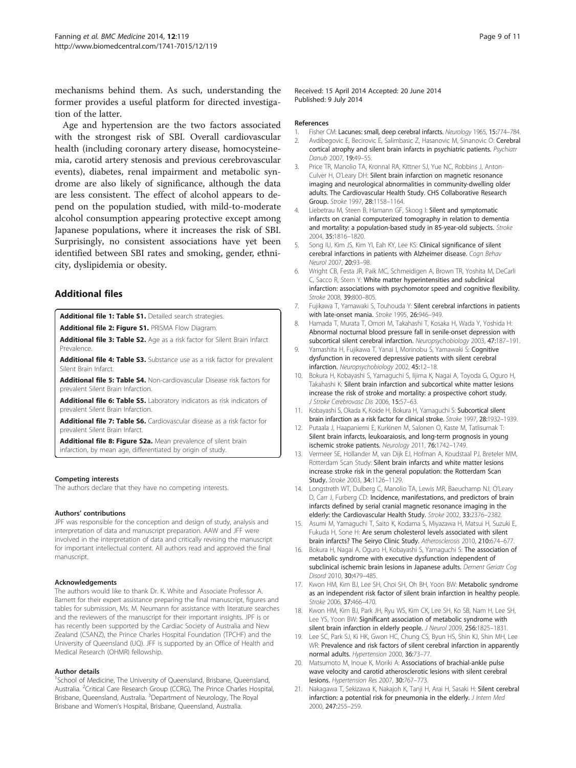mechanisms behind them. As such, understanding the former provides a useful platform for directed investigation of the latter.

Age and hypertension are the two factors associated with the strongest risk of SBI. Overall cardiovascular health (including coronary artery disease, homocysteinemia, carotid artery stenosis and previous cerebrovascular events), diabetes, renal impairment and metabolic syndrome are also likely of significance, although the data are less consistent. The effect of alcohol appears to depend on the population studied, with mild-to-moderate alcohol consumption appearing protective except among Japanese populations, where it increases the risk of SBI. Surprisingly, no consistent associations have yet been identified between SBI rates and smoking, gender, ethnicity, dyslipidemia or obesity.

## Additional files

**Additional file 1: Table S1.** Detailed search strategies.

**Additional file 2: Figure S1.** PRISMA Flow Diagram.

**Additional file 3: Table S2.** Age as a risk factor for Silent Brain Infarct Prevalence.

**Additional file 4: Table S3.** Substance use as a risk factor for prevalent Silent Brain Infarct.

**Additional file 5: Table S4.** Non-cardiovascular Disease risk factors for prevalent Silent Brain Infarction.

**Additional file 6: Table S5.** Laboratory indicators as risk indicators of prevalent Silent Brain Infarction.

**Additional file 7: Table S6.** Cardiovascular disease as a risk factor for prevalent Silent Brain Infarct.

**Additional file 8: Figure S2a.** Mean prevalence of silent brain infarction, by mean age, differentiated by origin of study.

#### Competing interests

The authors declare that they have no competing interests.

#### Authors' contributions

JPF was responsible for the conception and design of study, analysis and interpretation of data and manuscript preparation. AAW and JFF were involved in the interpretation of data and critically revising the manuscript for important intellectual content. All authors read and approved the final manuscript.

#### Acknowledgements

The authors would like to thank Dr. K. White and Associate Professor A. Barnett for their expert assistance preparing the final manuscript, figures and tables for submission, Ms. M. Neumann for assistance with literature searches and the reviewers of the manuscript for their important insights. JPF is or has recently been supported by the Cardiac Society of Australia and New Zealand (CSANZ), the Prince Charles Hospital Foundation (TPCHF) and the University of Queensland (UQ). JFF is supported by an Office of Health and Medical Research (OHMR) fellowship.

#### Author details

[1]School of Medicine, The University of Queensland, Brisbane, Queensland, Australia. [2]Critical Care Research Group (CCRG), The Prince Charles Hospital, Brisbane, Queensland, Australia. [3]Department of Neurology, The Royal Brisbane and Women's Hospital, Brisbane, Queensland, Australia.

Received: 15 April 2014 Accepted: 20 June 2014
Published: 9 July 2014

#### References

1. Fisher CM: **Lacunes: small, deep cerebral infarcts.** *Neurology* 1965, **15:**774–784.
2. Avdibegovic E, Becirovic E, Salimbasic Z, Hasanovic M, Sinanovic O: **Cerebral cortical atrophy and silent brain infarcts in psychiatric patients.** *Psychiatr Danub* 2007, **19:**49–55.
3. Price TR, Manolio TA, Kronnal RA, Kittner SJ, Yue NC, Robbins J, Anton-Culver H, O'Leary DH: **Silent brain infarction on magnetic resonance imaging and neurological abnormalities in community-dwelling older adults. The Cardiovascular Health Study. CHS Collaborative Research Group.** *Stroke* 1997, **28:**1158–1164.
4. Liebetrau M, Steen B, Hamann GF, Skoog I: **Silent and symptomatic infarcts on cranial computerized tomography in relation to dementia and mortality: a population-based study in 85-year-old subjects.** *Stroke* 2004, **35:**1816–1820.
5. Song IU, Kim JS, Kim YI, Eah KY, Lee KS: **Clinical significance of silent cerebral infarctions in patients with Alzheimer disease.** *Cogn Behav Neurol* 2007, **20:**93–98.
6. Wright CB, Festa JR, Paik MC, Schmeidigen A, Brown TR, Yoshita M, DeCarli C, Sacco R, Stern Y: **White matter hyperintensities and subclinical infarction: associations with psychomotor speed and cognitive flexibility.** *Stroke* 2008, **39:**800–805.
7. Fujikawa T, Yamawaki S, Touhouda Y: **Silent cerebral infarctions in patients with late-onset mania.** *Stroke* 1995, **26:**946–949.
8. Hamada T, Murata T, Omori M, Takahashi T, Kosaka H, Wada Y, Yoshida H: **Abnormal nocturnal blood pressure fall in senile-onset depression with subcortical silent cerebral infarction.** *Neuropsychobiology* 2003, **47:**187–191.
9. Yamashita H, Fujikawa T, Yanai I, Morinobu S, Yamawaki S: **Cognitive dysfunction in recovered depressive patients with silent cerebral infarction.** *Neuropsychobiology* 2002, **45:**12–18.
10. Bokura H, Kobayashi S, Yamaguchi S, Iijima K, Nagai A, Toyoda G, Oguro H, Takahashi K: **Silent brain infarction and subcortical white matter lesions increase the risk of stroke and mortality: a prospective cohort study.** *J Stroke Cerebrovasc Dis* 2006, **15:**57–63.
11. Kobayashi S, Okada K, Koide H, Bokura H, Yamaguchi S: **Subcortical silent brain infarction as a risk factor for clinical stroke.** *Stroke* 1997, **28:**1932–1939.
12. Putaala J, Haapaniemi E, Kurkinen M, Salonen O, Kaste M, Tatlisumak T: **Silent brain infarcts, leukoaraiosis, and long-term prognosis in young ischemic stroke patients.** *Neurology* 2011, **76:**1742–1749.
13. Vermeer SE, Hollander M, van Dijk EJ, Hofman A, Koudstaal PJ, Breteler MM, Rotterdam Scan Study: **Silent brain infarcts and white matter lesions increase stroke risk in the general population: the Rotterdam Scan Study.** *Stroke* 2003, **34:**1126–1129.
14. Longstreth WT, Dulberg C, Manolio TA, Lewis MR, Baeuchamp NJ, O'Leary D, Carr J, Furberg CD: **Incidence, manifestations, and predictors of brain infarcts defined by serial cranial magnetic resonance imaging in the elderly: the Cardiovascular Health Study.** *Stroke* 2002, **33:**2376–2382.
15. Asumi M, Yamaguchi T, Saito K, Kodama S, Miyazawa H, Matsui H, Suzuki E, Fukuda H, Sone H: **Are serum cholesterol levels associated with silent brain infarcts? The Seiryo Clinic Study.** *Atherosclerosis* 2010, **210:**674–677.
16. Bokura H, Nagai A, Oguro H, Kobayashi S, Yamaguchi S: **The association of metabolic syndrome with executive dysfunction independent of subclinical ischemic brain lesions in Japanese adults.** *Dement Geriatr Cog Disord* 2010, **30:**479–485.
17. Kwon HM, Kim BJ, Lee SH, Choi SH, Oh BH, Yoon BW: **Metabolic syndrome as an independent risk factor of silent brain infarction in healthy people.** *Stroke* 2006, **37:**466–470.
18. Kwon HM, Kim BJ, Park JH, Ryu WS, Kim CK, Lee SH, Ko SB, Nam H, Lee SH, Lee YS, Yoon BW: **Significant association of metabolic syndrome with silent brain infarction in elderly people.** *J Neurol* 2009, **256:**1825–1831.
19. Lee SC, Park SJ, Ki HK, Gwon HC, Chung CS, Byun HS, Shin KJ, Shin MH, Lee WR: **Prevalence and risk factors of silent cerebral infarction in apparently normal adults.** *Hypertension* 2000, **36:**73–77.
20. Matsumoto M, Inoue K, Moriki A: **Associations of brachial-ankle pulse wave velocity and carotid atherosclerotic lesions with silent cerebral lesions.** *Hypertension Res* 2007, **30:**767–773.
21. Nakagawa T, Sekizawa K, Nakajoh K, Tanji H, Arai H, Sasaki H: **Silent cerebral infarction: a potential risk for pneumonia in the elderly.** *J Intern Med* 2000, **247:**255–259.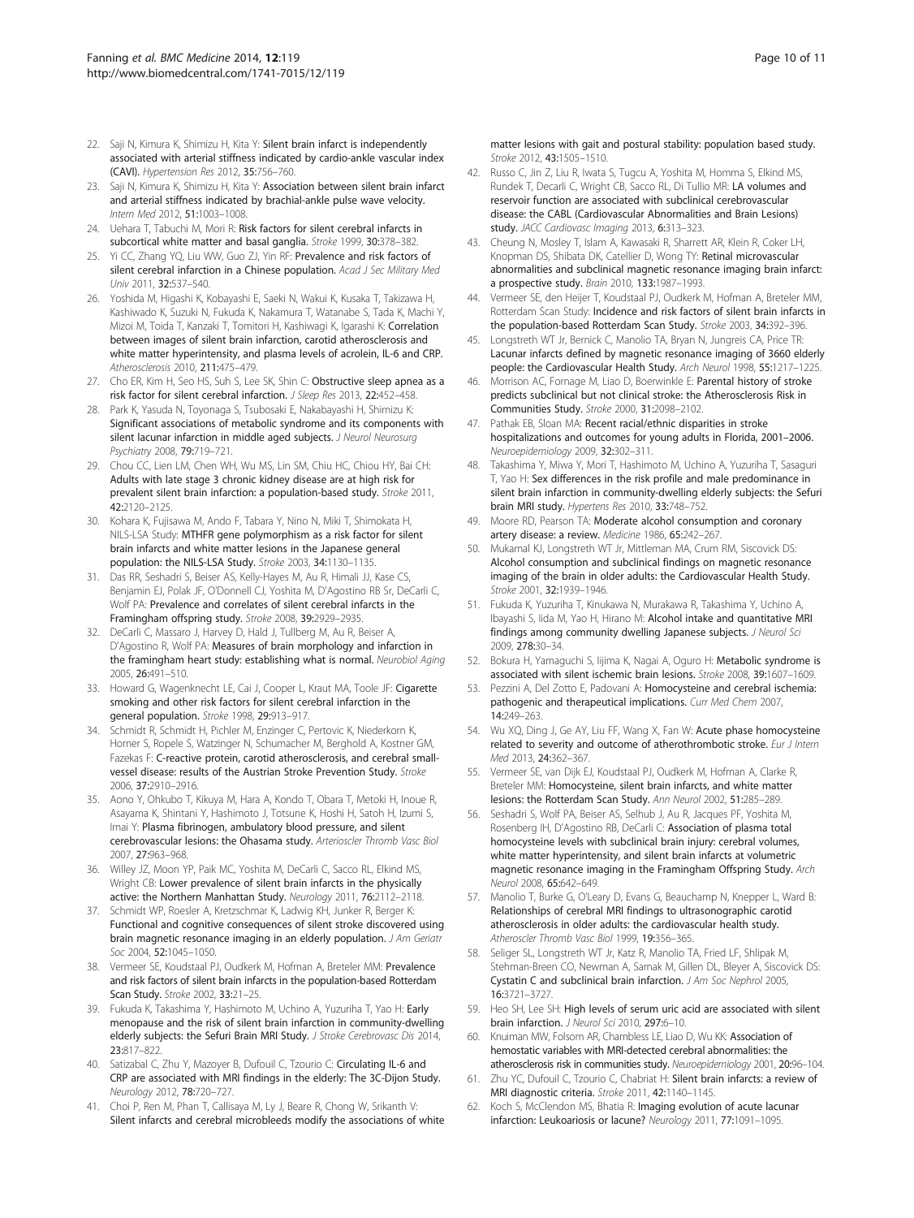22. Saji N, Kimura K, Shimizu H, Kita Y: **Silent brain infarct is independently associated with arterial stiffness indicated by cardio-ankle vascular index (CAVI).** *Hypertension Res* 2012, **35:**756–760.
23. Saji N, Kimura K, Shimizu H, Kita Y: **Association between silent brain infarct and arterial stiffness indicated by brachial-ankle pulse wave velocity.** *Intern Med* 2012, **51:**1003–1008.
24. Uehara T, Tabuchi M, Mori R: **Risk factors for silent cerebral infarcts in subcortical white matter and basal ganglia.** *Stroke* 1999, **30:**378–382.
25. Yi CC, Zhang YQ, Liu WW, Guo ZJ, Yin RF: **Prevalence and risk factors of silent cerebral infarction in a Chinese population.** *Acad J Sec Military Med Univ* 2011, **32:**537–540.
26. Yoshida M, Higashi K, Kobayashi E, Saeki N, Wakui K, Kusaka T, Takizawa H, Kashiwado K, Suzuki N, Fukuda K, Nakamura T, Watanabe S, Tada K, Machi Y, Mizoi M, Toida T, Kanzaki T, Tomitori H, Kashiwagi K, Igarashi K: **Correlation between images of silent brain infarction, carotid atherosclerosis and white matter hyperintensity, and plasma levels of acrolein, IL-6 and CRP.** *Atherosclerosis* 2010, **211:**475–479.
27. Cho ER, Kim H, Seo HS, Suh S, Lee SK, Shin C: **Obstructive sleep apnea as a risk factor for silent cerebral infarction.** *J Sleep Res* 2013, **22:**452–458.
28. Park K, Yasuda N, Toyonaga S, Tsubosaki E, Nakabayashi H, Shimizu K: **Significant associations of metabolic syndrome and its components with silent lacunar infarction in middle aged subjects.** *J Neurol Neurosurg Psychiatry* 2008, **79:**719–721.
29. Chou CC, Lien LM, Chen WH, Wu MS, Lin SM, Chiu HC, Chiou HY, Bai CH: **Adults with late stage 3 chronic kidney disease are at high risk for prevalent silent brain infarction: a population-based study.** *Stroke* 2011, **42:**2120–2125.
30. Kohara K, Fujisawa M, Ando F, Tabara Y, Nino N, Miki T, Shimokata H, NILS-LSA Study: **MTHFR gene polymorphism as a risk factor for silent brain infarcts and white matter lesions in the Japanese general population: the NILS-LSA Study.** *Stroke* 2003, **34:**1130–1135.
31. Das RR, Seshadri S, Beiser AS, Kelly-Hayes M, Au R, Himali JJ, Kase CS, Benjamin EJ, Polak JF, O'Donnell CJ, Yoshita M, D'Agostino RB Sr, DeCarli C, Wolf PA: **Prevalence and correlates of silent cerebral infarcts in the Framingham offspring study.** *Stroke* 2008, **39:**2929–2935.
32. DeCarli C, Massaro J, Harvey D, Hald J, Tullberg M, Au R, Beiser A, D'Agostino R, Wolf PA: **Measures of brain morphology and infarction in the framingham heart study: establishing what is normal.** *Neurobiol Aging* 2005, **26:**491–510.
33. Howard G, Wagenknecht LE, Cai J, Cooper L, Kraut MA, Toole JF: **Cigarette smoking and other risk factors for silent cerebral infarction in the general population.** *Stroke* 1998, **29:**913–917.
34. Schmidt R, Schmidt H, Pichler M, Enzinger C, Pertovic K, Niederkorn K, Horner S, Ropele S, Watzinger N, Schumacher M, Berghold A, Kostner GM, Fazekas F: **C-reactive protein, carotid atherosclerosis, and cerebral small-vessel disease: results of the Austrian Stroke Prevention Study.** *Stroke* 2006, **37:**2910–2916.
35. Aono Y, Ohkubo T, Kikuya M, Hara A, Kondo T, Obara T, Metoki H, Inoue R, Asayama K, Shintani Y, Hashimoto J, Totsune K, Hoshi H, Satoh H, Izumi S, Imai Y: **Plasma fibrinogen, ambulatory blood pressure, and silent cerebrovascular lesions: the Ohasama study.** *Arterioscler Thromb Vasc Biol* 2007, **27:**963–968.
36. Willey JZ, Moon YP, Paik MC, Yoshita M, DeCarli C, Sacco RL, Elkind MS, Wright CB: **Lower prevalence of silent brain infarcts in the physically active: the Northern Manhattan Study.** *Neurology* 2011, **76:**2112–2118.
37. Schmidt WP, Roesler A, Kretzschmar K, Ladwig KH, Junker R, Berger K: **Functional and cognitive consequences of silent stroke discovered using brain magnetic resonance imaging in an elderly population.** *J Am Geriatr Soc* 2004, **52:**1045–1050.
38. Vermeer SE, Koudstaal PJ, Oudkerk M, Hofman A, Breteler MM: **Prevalence and risk factors of silent brain infarcts in the population-based Rotterdam Scan Study.** *Stroke* 2002, **33:**21–25.
39. Fukuda K, Takashima Y, Hashimoto M, Uchino A, Yuzuriha T, Yao H: **Early menopause and the risk of silent brain infarction in community-dwelling elderly subjects: the Sefuri Brain MRI Study.** *J Stroke Cerebrovasc Dis* 2014, **23:**817–822.
40. Satizabal C, Zhu Y, Mazoyer B, Dufouil C, Tzourio C: **Circulating IL-6 and CRP are associated with MRI findings in the elderly: The 3C-Dijon Study.** *Neurology* 2012, **78:**720–727.
41. Choi P, Ren M, Phan T, Callisaya M, Ly J, Beare R, Chong W, Srikanth V: **Silent infarcts and cerebral microbleeds modify the associations of white matter lesions with gait and postural stability: population based study.** *Stroke* 2012, **43:**1505–1510.
42. Russo C, Jin Z, Liu R, Iwata S, Tugcu A, Yoshita M, Homma S, Elkind MS, Rundek T, Decarli C, Wright CB, Sacco RL, Di Tullio MR: **LA volumes and reservoir function are associated with subclinical cerebrovascular disease: the CABL (Cardiovascular Abnormalities and Brain Lesions) study.** *JACC Cardiovasc Imaging* 2013, **6:**313–323.
43. Cheung N, Mosley T, Islam A, Kawasaki R, Sharrett AR, Klein R, Coker LH, Knopman DS, Shibata DK, Catellier D, Wong TY: **Retinal microvascular abnormalities and subclinical magnetic resonance imaging brain infarct: a prospective study.** *Brain* 2010, **133:**1987–1993.
44. Vermeer SE, den Heijer T, Koudstaal PJ, Oudkerk M, Hofman A, Breteler MM, Rotterdam Scan Study: **Incidence and risk factors of silent brain infarcts in the population-based Rotterdam Scan Study.** *Stroke* 2003, **34:**392–396.
45. Longstreth WT Jr, Bernick C, Manolio TA, Bryan N, Jungreis CA, Price TR: **Lacunar infarcts defined by magnetic resonance imaging of 3660 elderly people: the Cardiovascular Health Study.** *Arch Neurol* 1998, **55:**1217–1225.
46. Morrison AC, Fornage M, Liao D, Boerwinkle E: **Parental history of stroke predicts subclinical but not clinical stroke: the Atherosclerosis Risk in Communities Study.** *Stroke* 2000, **31:**2098–2102.
47. Pathak EB, Sloan MA: **Recent racial/ethnic disparities in stroke hospitalizations and outcomes for young adults in Florida, 2001–2006.** *Neuroepidemiology* 2009, **32:**302–311.
48. Takashima Y, Miwa Y, Mori T, Hashimoto M, Uchino A, Yuzuriha T, Sasaguri T, Yao H: **Sex differences in the risk profile and male predominance in silent brain infarction in community-dwelling elderly subjects: the Sefuri brain MRI study.** *Hypertens Res* 2010, **33:**748–752.
49. Moore RD, Pearson TA: **Moderate alcohol consumption and coronary artery disease: a review.** *Medicine* 1986, **65:**242–267.
50. Mukamal KJ, Longstreth WT Jr, Mittleman MA, Crum RM, Siscovick DS: **Alcohol consumption and subclinical findings on magnetic resonance imaging of the brain in older adults: the Cardiovascular Health Study.** *Stroke* 2001, **32:**1939–1946.
51. Fukuda K, Yuzuriha T, Kinukawa N, Murakawa R, Takashima Y, Uchino A, Ibayashi S, Iida M, Yao H, Hirano M: **Alcohol intake and quantitative MRI findings among community dwelling Japanese subjects.** *J Neurol Sci* 2009, **278:**30–34.
52. Bokura H, Yamaguchi S, Iijima K, Nagai A, Oguro H: **Metabolic syndrome is associated with silent ischemic brain lesions.** *Stroke* 2008, **39:**1607–1609.
53. Pezzini A, Del Zotto E, Padovani A: **Homocysteine and cerebral ischemia: pathogenic and therapeutical implications.** *Curr Med Chem* 2007, **14:**249–263.
54. Wu XQ, Ding J, Ge AY, Liu FF, Wang X, Fan W: **Acute phase homocysteine related to severity and outcome of atherothrombotic stroke.** *Eur J Intern Med* 2013, **24:**362–367.
55. Vermeer SE, van Dijk EJ, Koudstaal PJ, Oudkerk M, Hofman A, Clarke R, Breteler MM: **Homocysteine, silent brain infarcts, and white matter lesions: the Rotterdam Scan Study.** *Ann Neurol* 2002, **51:**285–289.
56. Seshadri S, Wolf PA, Beiser AS, Selhub J, Au R, Jacques PF, Yoshita M, Rosenberg IH, D'Agostino RB, DeCarli C: **Association of plasma total homocysteine levels with subclinical brain injury: cerebral volumes, white matter hyperintensity, and silent brain infarcts at volumetric magnetic resonance imaging in the Framingham Offspring Study.** *Arch Neurol* 2008, **65:**642–649.
57. Manolio T, Burke G, O'Leary D, Evans G, Beauchamp N, Knepper L, Ward B: **Relationships of cerebral MRI findings to ultrasonographic carotid atherosclerosis in older adults: the cardiovascular health study.** *Atheroscler Thromb Vasc Biol* 1999, **19:**356–365.
58. Seliger SL, Longstreth WT Jr, Katz R, Manolio TA, Fried LF, Shlipak M, Stehman-Breen CO, Newman A, Sarnak M, Gillen DL, Bleyer A, Siscovick DS: **Cystatin C and subclinical brain infarction.** *J Am Soc Nephrol* 2005, **16:**3721–3727.
59. Heo SH, Lee SH: **High levels of serum uric acid are associated with silent brain infarction.** *J Neurol Sci* 2010, **297:**6–10.
60. Knuiman MW, Folsom AR, Chambless LE, Liao D, Wu KK: **Association of hemostatic variables with MRI-detected cerebral abnormalities: the atherosclerosis risk in communities study.** *Neuroepidemiology* 2001, **20:**96–104.
61. Zhu YC, Dufouil C, Tzourio C, Chabriat H: **Silent brain infarcts: a review of MRI diagnostic criteria.** *Stroke* 2011, **42:**1140–1145.
62. Koch S, McClendon MS, Bhatia R: **Imaging evolution of acute lacunar infarction: Leukoariosis or lacune?** *Neurology* 2011, **77:**1091–1095.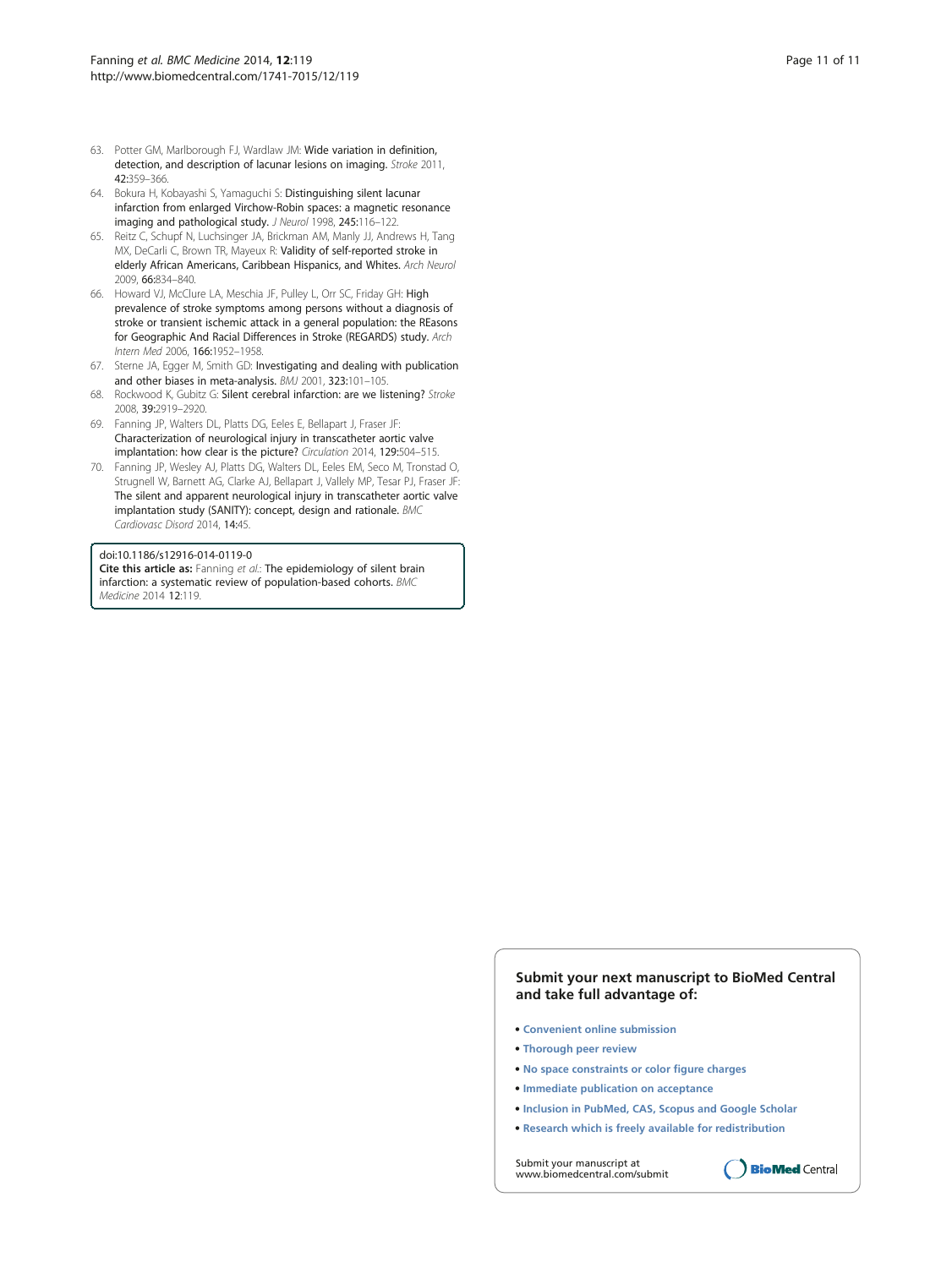63. Potter GM, Marlborough FJ, Wardlaw JM: **Wide variation in definition, detection, and description of lacunar lesions on imaging.** *Stroke* 2011, **42:**359–366.
64. Bokura H, Kobayashi S, Yamaguchi S: **Distinguishing silent lacunar infarction from enlarged Virchow-Robin spaces: a magnetic resonance imaging and pathological study.** *J Neurol* 1998, **245:**116–122.
65. Reitz C, Schupf N, Luchsinger JA, Brickman AM, Manly JJ, Andrews H, Tang MX, DeCarli C, Brown TR, Mayeux R: **Validity of self-reported stroke in elderly African Americans, Caribbean Hispanics, and Whites.** *Arch Neurol* 2009, **66:**834–840.
66. Howard VJ, McClure LA, Meschia JF, Pulley L, Orr SC, Friday GH: **High prevalence of stroke symptoms among persons without a diagnosis of stroke or transient ischemic attack in a general population: the REasons for Geographic And Racial Differences in Stroke (REGARDS) study.** *Arch Intern Med* 2006, **166:**1952–1958.
67. Sterne JA, Egger M, Smith GD: **Investigating and dealing with publication and other biases in meta-analysis.** *BMJ* 2001, **323:**101–105.
68. Rockwood K, Gubitz G: **Silent cerebral infarction: are we listening?** *Stroke* 2008, **39:**2919–2920.
69. Fanning JP, Walters DL, Platts DG, Eeles E, Bellapart J, Fraser JF: **Characterization of neurological injury in transcatheter aortic valve implantation: how clear is the picture?** *Circulation* 2014, **129:**504–515.
70. Fanning JP, Wesley AJ, Platts DG, Walters DL, Eeles EM, Seco M, Tronstad O, Strugnell W, Barnett AG, Clarke AJ, Bellapart J, Vallely MP, Tesar PJ, Fraser JF: **The silent and apparent neurological injury in transcatheter aortic valve implantation study (SANITY): concept, design and rationale.** *BMC Cardiovasc Disord* 2014, **14:**45.

doi:10.1186/s12916-014-0119-0
**Cite this article as:** Fanning *et al.*: The epidemiology of silent brain infarction: a systematic review of population-based cohorts. *BMC Medicine* 2014 **12**:119.